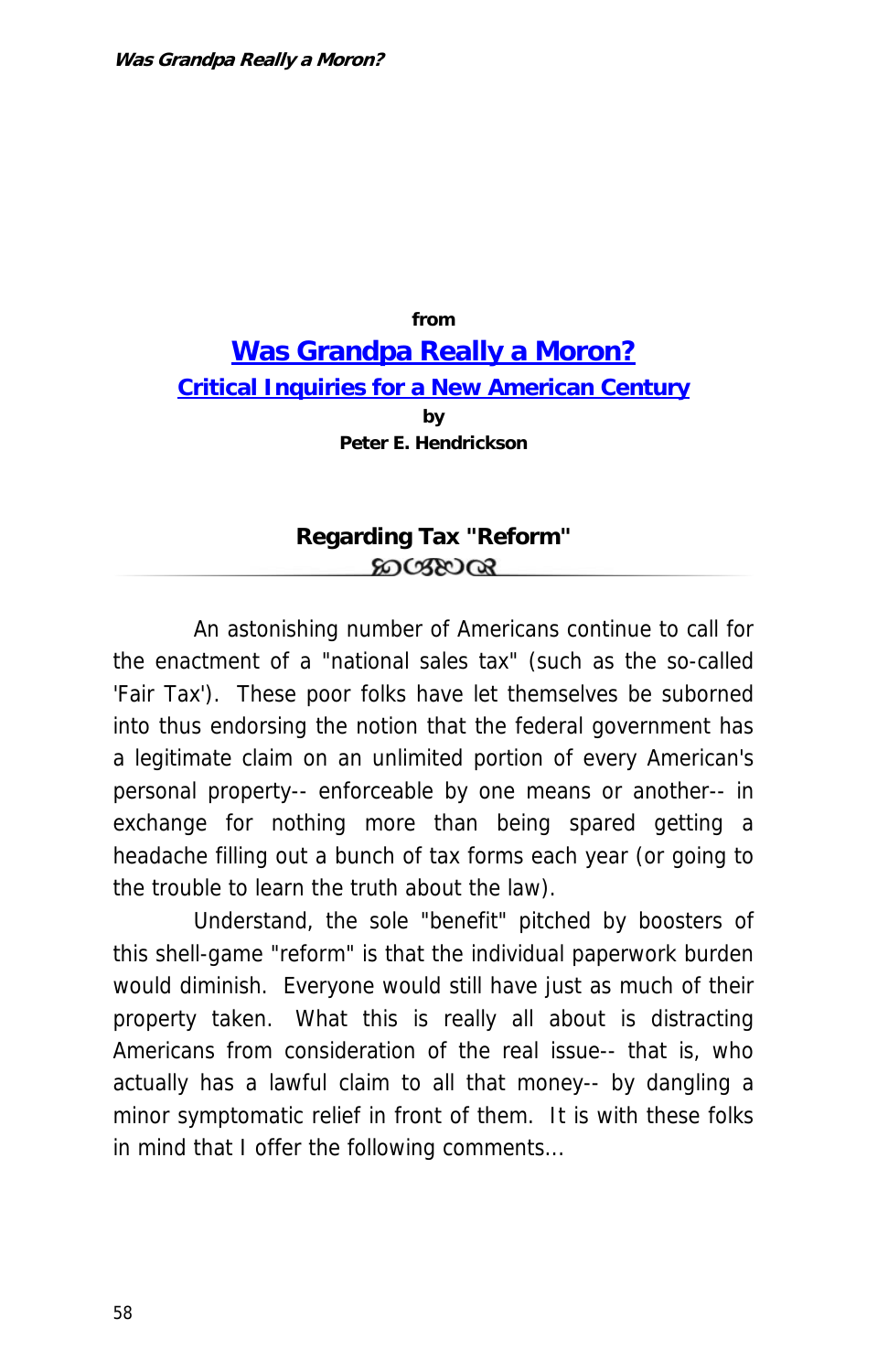from

**Was Grandpa Really a Moron?**

**Critical Inquiries for a New American Century**

by

**Peter E. Hendrickson**

## Regarding Tax "Reform"

An astonishing number of Americans continue to call for the enactment of a "national sales tax" (such as the so-called 'Fair Tax'). These poor folks have let themselves be suborned into thus endorsing the notion that the federal government has a legitimate claim on an unlimited portion of every American's personal property-- enforceable by one means or another-- in exchange for nothing more than being spared getting a headache filling out a bunch of tax forms each year (or going to the trouble to learn the truth about the law).

Understand, the sole "benefit" pitched by boosters of this shell-game "reform" is that the individual paperwork burden would diminish. Everyone would still have just as much of their property taken. What this is really all about is distracting Americans from consideration of the real issue-- that is, who actually has a lawful claim to all that money-- by dangling a minor symptomatic relief in front of them. It is with these folks in mind that I offer the following comments...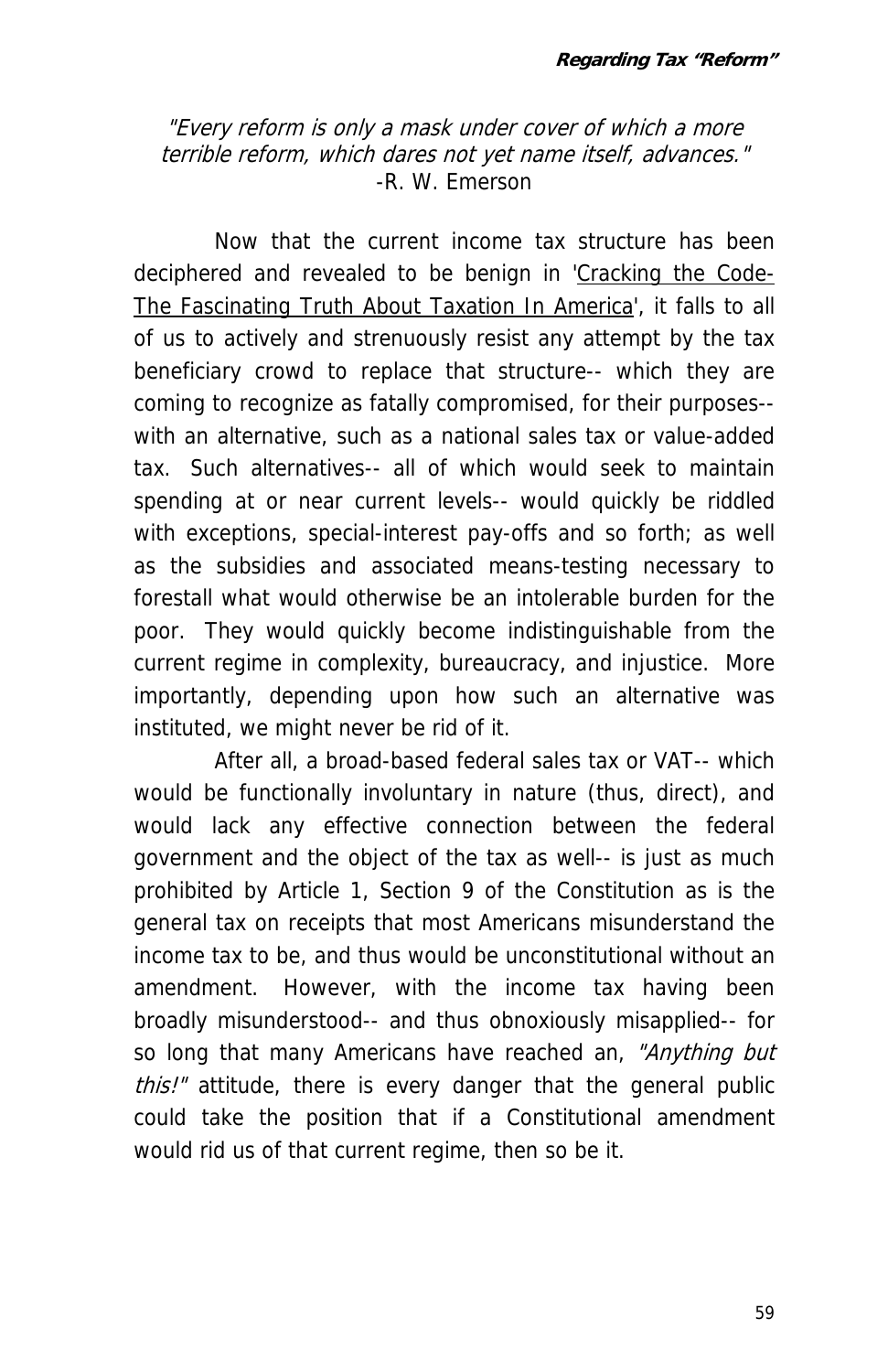*"Every reform is only a mask under cover of which a more terrible reform, which dares not yet name itself, advances."*
-R. W. Emerson

Now that the current income tax structure has been deciphered and revealed to be benign in 'Cracking the Code- The Fascinating Truth About Taxation In America', it falls to all of us to actively and strenuously resist any attempt by the tax beneficiary crowd to replace that structure-- which they are coming to recognize as fatally compromised, for their purposes-- with an alternative, such as a national sales tax or value-added tax. Such alternatives-- all of which would seek to maintain spending at or near current levels-- would quickly be riddled with exceptions, special-interest pay-offs and so forth; as well as the subsidies and associated means-testing necessary to forestall what would otherwise be an intolerable burden for the poor. They would quickly become indistinguishable from the current regime in complexity, bureaucracy, and injustice. More importantly, depending upon how such an alternative was instituted, we might never be rid of it.

After all, a broad-based federal sales tax or VAT-- which would be functionally involuntary in nature (thus, direct), and would lack any effective connection between the federal government and the object of the tax as well-- is just as much prohibited by Article 1, Section 9 of the Constitution as is the general tax on receipts that most Americans misunderstand the income tax to be, and thus would be unconstitutional without an amendment. However, with the income tax having been broadly misunderstood-- and thus obnoxiously misapplied-- for so long that many Americans have reached an, *"Anything but this!"* attitude, there is every danger that the general public could take the position that if a Constitutional amendment would rid us of that current regime, then so be it.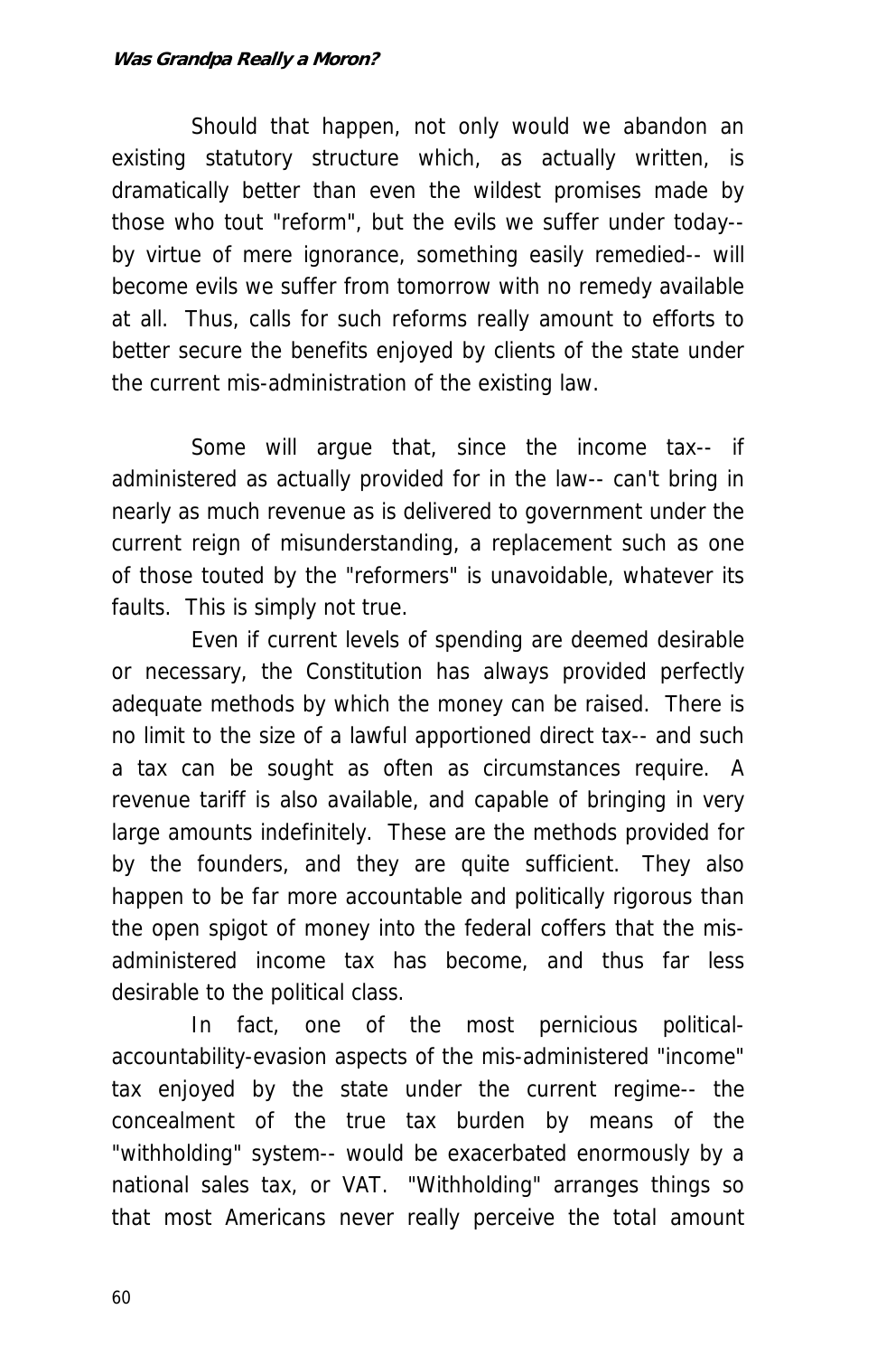Should that happen, not only would we abandon an existing statutory structure which, as actually written, is dramatically better than even the wildest promises made by those who tout "reform", but the evils we suffer under today-- by virtue of mere ignorance, something easily remedied-- will become evils we suffer from tomorrow with no remedy available at all. Thus, calls for such reforms really amount to efforts to better secure the benefits enjoyed by clients of the state under the current mis-administration of the existing law.

Some will argue that, since the income tax-- if administered as actually provided for in the law-- can't bring in nearly as much revenue as is delivered to government under the current reign of misunderstanding, a replacement such as one of those touted by the "reformers" is unavoidable, whatever its faults. This is simply not true.

Even if current levels of spending are deemed desirable or necessary, the Constitution has always provided perfectly adequate methods by which the money can be raised. There is no limit to the size of a lawful apportioned direct tax-- and such a tax can be sought as often as circumstances require. A revenue tariff is also available, and capable of bringing in very large amounts indefinitely. These are the methods provided for by the founders, and they are quite sufficient. They also happen to be far more accountable and politically rigorous than the open spigot of money into the federal coffers that the mis-administered income tax has become, and thus far less desirable to the political class.

In fact, one of the most pernicious political-accountability-evasion aspects of the mis-administered "income" tax enjoyed by the state under the current regime-- the concealment of the true tax burden by means of the "withholding" system-- would be exacerbated enormously by a national sales tax, or VAT. "Withholding" arranges things so that most Americans never really perceive the total amount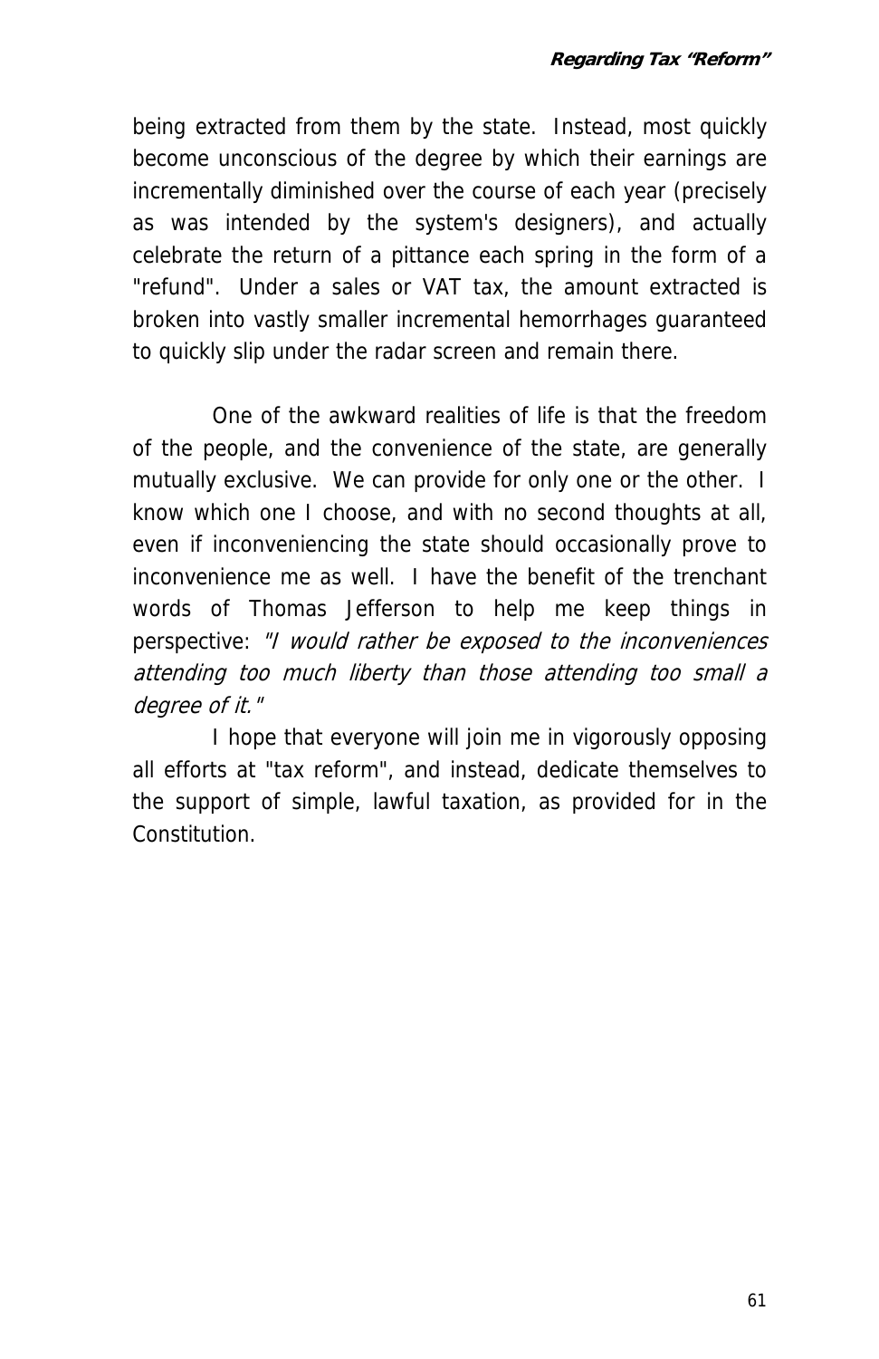being extracted from them by the state. Instead, most quickly become unconscious of the degree by which their earnings are incrementally diminished over the course of each year (precisely as was intended by the system's designers), and actually celebrate the return of a pittance each spring in the form of a "refund". Under a sales or VAT tax, the amount extracted is broken into vastly smaller incremental hemorrhages guaranteed to quickly slip under the radar screen and remain there.

One of the awkward realities of life is that the freedom of the people, and the convenience of the state, are generally mutually exclusive. We can provide for only one or the other. I know which one I choose, and with no second thoughts at all, even if inconveniencing the state should occasionally prove to inconvenience me as well. I have the benefit of the trenchant words of Thomas Jefferson to help me keep things in perspective: *"I would rather be exposed to the inconveniences attending too much liberty than those attending too small a degree of it."*

I hope that everyone will join me in vigorously opposing all efforts at "tax reform", and instead, dedicate themselves to the support of simple, lawful taxation, as provided for in the Constitution.